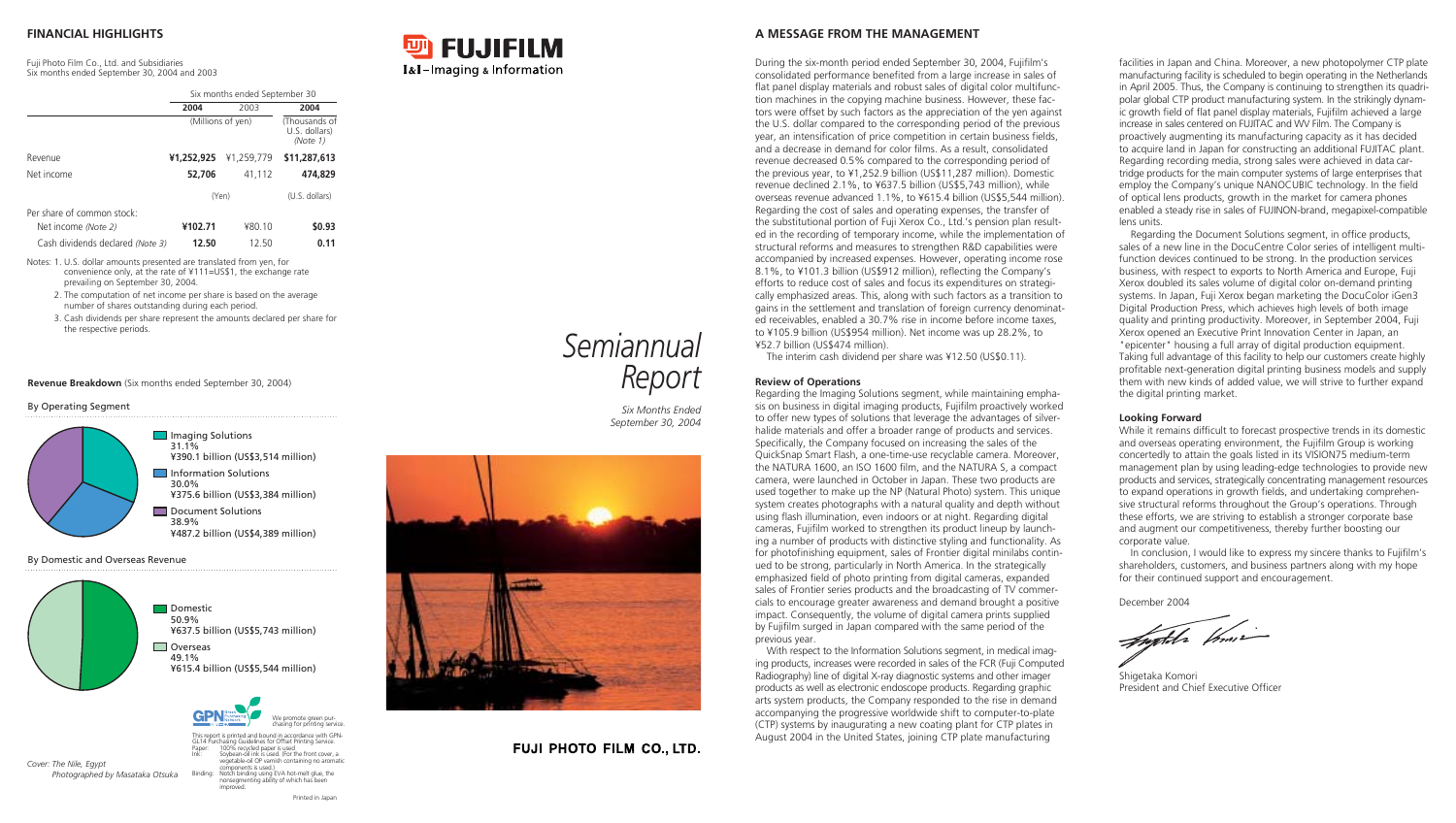## FINANCIAL HIGHLIGHTS

Fuji Photo Film Co., Ltd. and Subsidiaries
Six months ended September 30, 2004 and 2003

| | Six months ended September 30 | | |
|---|---|---|---|
| | 2004 | 2003 | 2004 |
| | (Millions of yen) | | (Thousands of U.S. dollars) (Note 1) |
| Revenue | **¥1,252,925** | ¥1,259,779 | **$11,287,613** |
| Net income | **52,706** | 41,112 | **474,829** |
| | (Yen) | | (U.S. dollars) |
| Per share of common stock: | | | |
| Net income *(Note 2)* | **¥102.71** | ¥80.10 | **$0.93** |
| Cash dividends declared *(Note 3)* | **12.50** | 12.50 | **0.11** |

Notes: 1. U.S. dollar amounts presented are translated from yen, for convenience only, at the rate of ¥111=US$1, the exchange rate prevailing on September 30, 2004.

2. The computation of net income per share is based on the average number of shares outstanding during each period.

3. Cash dividends per share represent the amounts declared per share for the respective periods.

**Revenue Breakdown** (Six months ended September 30, 2004)

By Operating Segment

- Imaging Solutions 31.1% ¥390.1 billion (US$3,514 million)
- Information Solutions 30.0% ¥375.6 billion (US$3,384 million)
- Document Solutions 38.9% ¥487.2 billion (US$4,389 million)

By Domestic and Overseas Revenue

- Domestic 50.9% ¥637.5 billion (US$5,743 million)
- Overseas 49.1% ¥615.4 billion (US$5,544 million)

We promote green purchasing for printing service.

This report is printed and bound in accordance with GPN-GL14 Purchasing Guidelines for Offset Printing Service.
Paper: 100% recycled paper is used.
Ink: Soybean-oil ink is used. (For the front cover, a vegetable-oil OP varnish containing no aromatic components is used.)
Binding: Notch binding using EVA hot-melt glue, the nonsegmenting ability of which has been improved.

*Cover: The Nile, Egypt*
*Photographed by Masataka Otsuka*

Printed in Japan

FUJIFILM
I&I–Imaging & Information

# *Semiannual Report*

*Six Months Ended September 30, 2004*

FUJI PHOTO FILM CO., LTD.

## A MESSAGE FROM THE MANAGEMENT

During the six-month period ended September 30, 2004, Fujifilm's consolidated performance benefited from a large increase in sales of flat panel display materials and robust sales of digital color multifunction machines in the copying machine business. However, these factors were offset by such factors as the appreciation of the yen against the U.S. dollar compared to the corresponding period of the previous year, an intensification of price competition in certain business fields, and a decrease in demand for color films. As a result, consolidated revenue decreased 0.5% compared to the corresponding period of the previous year, to ¥1,252.9 billion (US$11,287 million). Domestic revenue declined 2.1%, to ¥637.5 billion (US$5,743 million), while overseas revenue advanced 1.1%, to ¥615.4 billion (US$5,544 million). Regarding the cost of sales and operating expenses, the transfer of the substitutional portion of Fuji Xerox Co., Ltd.'s pension plan resulted in the recording of temporary income, while the implementation of structural reforms and measures to strengthen R&D capabilities were accompanied by increased expenses. However, operating income rose 8.1%, to ¥101.3 billion (US$912 million), reflecting the Company's efforts to reduce cost of sales and focus its expenditures on strategically emphasized areas. This, along with such factors as a transition to gains in the settlement and translation of foreign currency denominated receivables, enabled a 30.7% rise in income before income taxes, to ¥105.9 billion (US$954 million). Net income was up 28.2%, to ¥52.7 billion (US$474 million).

The interim cash dividend per share was ¥12.50 (US$0.11).

### Review of Operations

Regarding the Imaging Solutions segment, while maintaining emphasis on business in digital imaging products, Fujifilm proactively worked to offer new types of solutions that leverage the advantages of silver-halide materials and offer a broader range of products and services. Specifically, the Company focused on increasing the sales of the QuickSnap Smart Flash, a one-time-use recyclable camera. Moreover, the NATURA 1600, an ISO 1600 film, and the NATURA S, a compact camera, were launched in October in Japan. These two products are used together to make up the NP (Natural Photo) system. This unique system creates photographs with a natural quality and depth without using flash illumination, even indoors or at night. Regarding digital cameras, Fujifilm worked to strengthen its product lineup by launching a number of products with distinctive styling and functionality. As for photofinishing equipment, sales of Frontier digital minilabs continued to be strong, particularly in North America. In the strategically emphasized field of photo printing from digital cameras, expanded sales of Frontier series products and the broadcasting of TV commercials to encourage greater awareness and demand brought a positive impact. Consequently, the volume of digital camera prints supplied by Fujifilm surged in Japan compared with the same period of the previous year.

With respect to the Information Solutions segment, in medical imaging products, increases were recorded in sales of the FCR (Fuji Computed Radiography) line of digital X-ray diagnostic systems and other imager products as well as electronic endoscope products. Regarding graphic arts system products, the Company responded to the rise in demand accompanying the progressive worldwide shift to computer-to-plate (CTP) systems by inaugurating a new coating plant for CTP plates in August 2004 in the United States, joining CTP plate manufacturing facilities in Japan and China. Moreover, a new photopolymer CTP plate manufacturing facility is scheduled to begin operating in the Netherlands in April 2005. Thus, the Company is continuing to strengthen its quadripolar global CTP product manufacturing system. In the strikingly dynamic growth field of flat panel display materials, Fujifilm achieved a large increase in sales centered on FUJITAC and WV Film. The Company is proactively augmenting its manufacturing capacity as it has decided to acquire land in Japan for constructing an additional FUJITAC plant. Regarding recording media, strong sales were achieved in data cartridge products for the main computer systems of large enterprises that employ the Company's unique NANOCUBIC technology. In the field of optical lens products, growth in the market for camera phones enabled a steady rise in sales of FUJINON-brand, megapixel-compatible lens units.

Regarding the Document Solutions segment, in office products, sales of a new line in the DocuCentre Color series of intelligent multifunction devices continued to be strong. In the production services business, with respect to exports to North America and Europe, Fuji Xerox doubled its sales volume of digital color on-demand printing systems. In Japan, Fuji Xerox began marketing the DocuColor iGen3 Digital Production Press, which achieves high levels of both image quality and printing productivity. Moreover, in September 2004, Fuji Xerox opened an Executive Print Innovation Center in Japan, an "epicenter" housing a full array of digital production equipment. Taking full advantage of this facility to help our customers create highly profitable next-generation digital printing business models and supply them with new kinds of added value, we will strive to further expand the digital printing market.

### Looking Forward

While it remains difficult to forecast prospective trends in its domestic and overseas operating environment, the Fujifilm Group is working concertedly to attain the goals listed in its VISION75 medium-term management plan by using leading-edge technologies to provide new products and services, strategically concentrating management resources to expand operations in growth fields, and undertaking comprehensive structural reforms throughout the Group's operations. Through these efforts, we are striving to establish a stronger corporate base and augment our competitiveness, thereby further boosting our corporate value.

In conclusion, I would like to express my sincere thanks to Fujifilm's shareholders, customers, and business partners along with my hope for their continued support and encouragement.

December 2004

Shigetaka Komori
President and Chief Executive Officer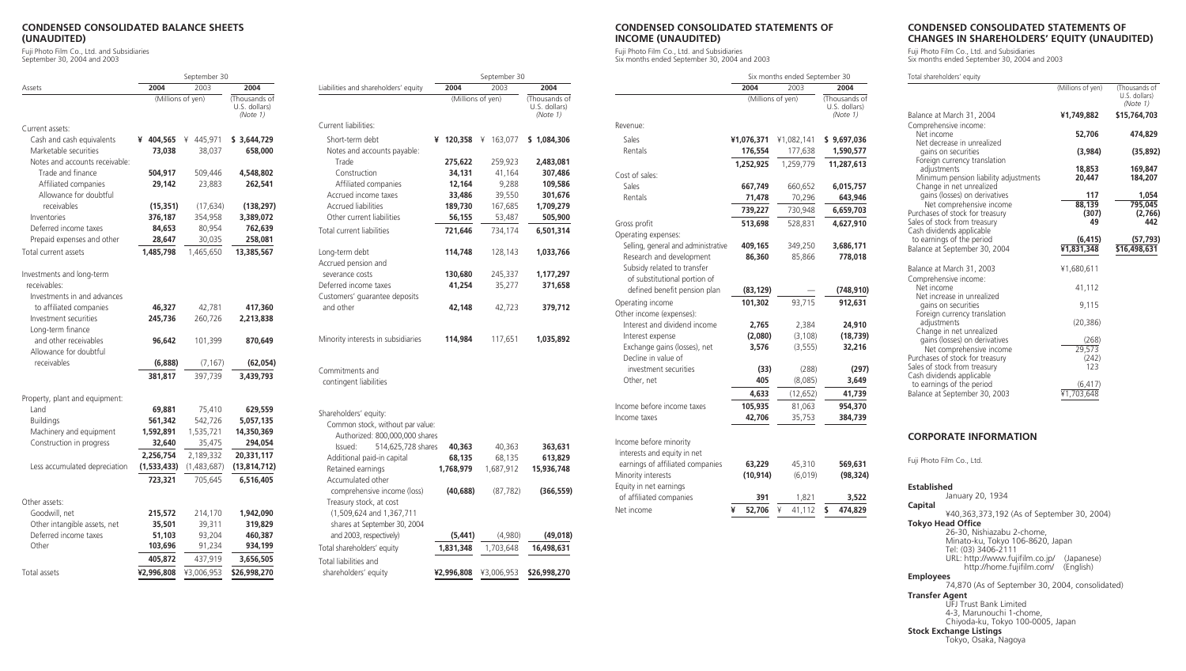## CONDENSED CONSOLIDATED BALANCE SHEETS (UNAUDITED)

Fuji Photo Film Co., Ltd. and Subsidiaries
September 30, 2004 and 2003

| Assets | 2004 | 2003 | 2004 |
|---|---|---|---|
| | (Millions of yen) | | (Thousands of U.S. dollars) *(Note 1)* |
| Current assets: | | | |
| Cash and cash equivalents | ¥ 404,565 | ¥ 445,971 | $ 3,644,729 |
| Marketable securities | 73,038 | 38,037 | 658,000 |
| Notes and accounts receivable: | | | |
| Trade and finance | 504,917 | 509,446 | 4,548,802 |
| Affiliated companies | 29,142 | 23,883 | 262,541 |
| Allowance for doubtful receivables | (15,351) | (17,634) | (138,297) |
| Inventories | 376,187 | 354,958 | 3,389,072 |
| Deferred income taxes | 84,653 | 80,954 | 762,639 |
| Prepaid expenses and other | 28,647 | 30,035 | 258,081 |
| Total current assets | 1,485,798 | 1,465,650 | 13,385,567 |
| Investments and long-term receivables: | | | |
| Investments in and advances to affiliated companies | 46,327 | 42,781 | 417,360 |
| Investment securities | 245,736 | 260,726 | 2,213,838 |
| Long-term finance and other receivables | 96,642 | 101,399 | 870,649 |
| Allowance for doubtful receivables | (6,888) | (7,167) | (62,054) |
| | 381,817 | 397,739 | 3,439,793 |
| Property, plant and equipment: | | | |
| Land | 69,881 | 75,410 | 629,559 |
| Buildings | 561,342 | 542,726 | 5,057,135 |
| Machinery and equipment | 1,592,891 | 1,535,721 | 14,350,369 |
| Construction in progress | 32,640 | 35,475 | 294,054 |
| | 2,256,754 | 2,189,332 | 20,331,117 |
| Less accumulated depreciation | (1,533,433) | (1,483,687) | (13,814,712) |
| | 723,321 | 705,645 | 6,516,405 |
| Other assets: | | | |
| Goodwill, net | 215,572 | 214,170 | 1,942,090 |
| Other intangible assets, net | 35,501 | 39,311 | 319,829 |
| Deferred income taxes | 51,103 | 93,204 | 460,387 |
| Other | 103,696 | 91,234 | 934,199 |
| | 405,872 | 437,919 | 3,656,505 |
| Total assets | ¥2,996,808 | ¥3,006,953 | $26,998,270 |

| Liabilities and shareholders' equity | 2004 | 2003 | 2004 |
|---|---|---|---|
| | (Millions of yen) | | (Thousands of U.S. dollars) *(Note 1)* |
| Current liabilities: | | | |
| Short-term debt | ¥ 120,358 | ¥ 163,077 | $ 1,084,306 |
| Notes and accounts payable: | | | |
| Trade | 275,622 | 259,923 | 2,483,081 |
| Construction | 34,131 | 41,164 | 307,486 |
| Affiliated companies | 12,164 | 9,288 | 109,586 |
| Accrued income taxes | 33,486 | 39,550 | 301,676 |
| Accrued liabilities | 189,730 | 167,685 | 1,709,279 |
| Other current liabilities | 56,155 | 53,487 | 505,900 |
| Total current liabilities | 721,646 | 734,174 | 6,501,314 |
| Long-term debt | 114,748 | 128,143 | 1,033,766 |
| Accrued pension and severance costs | 130,680 | 245,337 | 1,177,297 |
| Deferred income taxes | 41,254 | 35,277 | 371,658 |
| Customers' guarantee deposits and other | 42,148 | 42,723 | 379,712 |
| Minority interests in subsidiaries | 114,984 | 117,651 | 1,035,892 |
| Commitments and contingent liabilities | | | |
| Shareholders' equity: | | | |
| Common stock, without par value: Authorized: 800,000,000 shares Issued: 514,625,728 shares | 40,363 | 40,363 | 363,631 |
| Additional paid-in capital | 68,135 | 68,135 | 613,829 |
| Retained earnings | 1,768,979 | 1,687,912 | 15,936,748 |
| Accumulated other comprehensive income (loss) | (40,688) | (87,782) | (366,559) |
| Treasury stock, at cost (1,509,624 and 1,367,711 shares at September 30, 2004 and 2003, respectively) | (5,441) | (4,980) | (49,018) |
| Total shareholders' equity | 1,831,348 | 1,703,648 | 16,498,631 |
| Total liabilities and shareholders' equity | ¥2,996,808 | ¥3,006,953 | $26,998,270 |

## CONDENSED CONSOLIDATED STATEMENTS OF INCOME (UNAUDITED)

Fuji Photo Film Co., Ltd. and Subsidiaries
Six months ended September 30, 2004 and 2003

| | 2004 | 2003 | 2004 |
|---|---|---|---|
| | (Millions of yen) | | (Thousands of U.S. dollars) *(Note 1)* |
| Revenue: | | | |
| Sales | ¥1,076,371 | ¥1,082,141 | $ 9,697,036 |
| Rentals | 176,554 | 177,638 | 1,590,577 |
| | 1,252,925 | 1,259,779 | 11,287,613 |
| Cost of sales: | | | |
| Sales | 667,749 | 660,652 | 6,015,757 |
| Rentals | 71,478 | 70,296 | 643,946 |
| | 739,227 | 730,948 | 6,659,703 |
| Gross profit | 513,698 | 528,831 | 4,627,910 |
| Operating expenses: | | | |
| Selling, general and administrative | 409,165 | 349,250 | 3,686,171 |
| Research and development | 86,360 | 85,866 | 778,018 |
| Subsidy related to transfer of substitutional portion of defined benefit pension plan | (83,129) | — | (748,910) |
| Operating income | 101,302 | 93,715 | 912,631 |
| Other income (expenses): | | | |
| Interest and dividend income | 2,765 | 2,384 | 24,910 |
| Interest expense | (2,080) | (3,108) | (18,739) |
| Exchange gains (losses), net | 3,576 | (3,555) | 32,216 |
| Decline in value of investment securities | (33) | (288) | (297) |
| Other, net | 405 | (8,085) | 3,649 |
| | 4,633 | (12,652) | 41,739 |
| Income before income taxes | 105,935 | 81,063 | 954,370 |
| Income taxes | 42,706 | 35,753 | 384,739 |
| Income before minority interests and equity in net earnings of affiliated companies | 63,229 | 45,310 | 569,631 |
| Minority interests | (10,914) | (6,019) | (98,324) |
| Equity in net earnings of affiliated companies | 391 | 1,821 | 3,522 |
| Net income | ¥ 52,706 | ¥ 41,112 | $ 474,829 |

## CONDENSED CONSOLIDATED STATEMENTS OF CHANGES IN SHAREHOLDERS' EQUITY (UNAUDITED)

Fuji Photo Film Co., Ltd. and Subsidiaries
Six months ended September 30, 2004 and 2003

| Total shareholders' equity | (Millions of yen) | (Thousands of U.S. dollars) *(Note 1)* |
|---|---|---|
| Balance at March 31, 2004 | ¥1,749,882 | $15,764,703 |
| Comprehensive income: | | |
| Net income | 52,706 | 474,829 |
| Net decrease in unrealized gains on securities | (3,984) | (35,892) |
| Foreign currency translation adjustments | 18,853 | 169,847 |
| Minimum pension liability adjustments | 20,447 | 184,207 |
| Change in net unrealized gains (losses) on derivatives | 117 | 1,054 |
| Net comprehensive income | 88,139 | 795,045 |
| Purchases of stock for treasury | (307) | (2,766) |
| Sales of stock from treasury | 49 | 442 |
| Cash dividends applicable to earnings of the period | (6,415) | (57,793) |
| Balance at September 30, 2004 | ¥1,831,348 | $16,498,631 |
| Balance at March 31, 2003 | ¥1,680,611 | |
| Comprehensive income: | | |
| Net income | 41,112 | |
| Net increase in unrealized gains on securities | 9,115 | |
| Foreign currency translation adjustments | (20,386) | |
| Change in net unrealized gains (losses) on derivatives | (268) | |
| Net comprehensive income | 29,573 | |
| Purchases of stock for treasury | (242) | |
| Sales of stock from treasury | 123 | |
| Cash dividends applicable to earnings of the period | (6,417) | |
| Balance at September 30, 2003 | ¥1,703,648 | |

## CORPORATE INFORMATION

Fuji Photo Film Co., Ltd.

**Established**
January 20, 1934

**Capital**
¥40,363,373,192 (As of September 30, 2004)

**Tokyo Head Office**
26-30, Nishiazabu 2-chome,
Minato-ku, Tokyo 106-8620, Japan
Tel: (03) 3406-2111
URL: http://www.fujifilm.co.jp/ (Japanese)
http://home.fujifilm.com/ (English)

**Employees**
74,870 (As of September 30, 2004, consolidated)

**Transfer Agent**
UFJ Trust Bank Limited
4-3, Marunouchi 1-chome,
Chiyoda-ku, Tokyo 100-0005, Japan

**Stock Exchange Listings**
Tokyo, Osaka, Nagoya